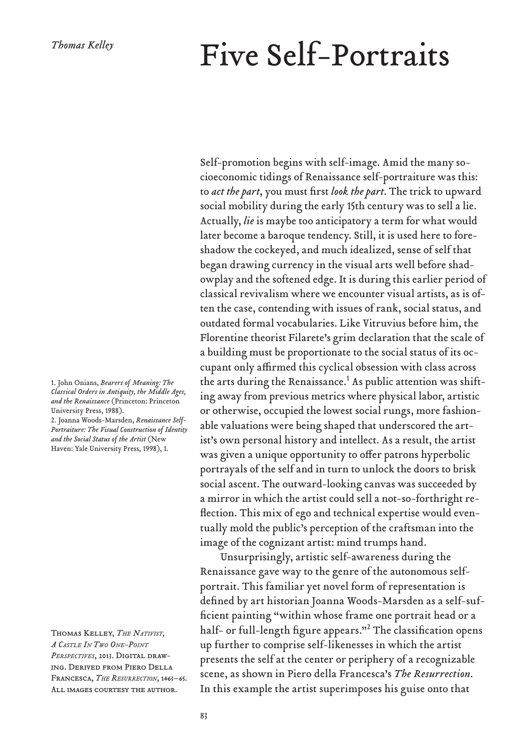*Thomas Kelley*

# Five Self-Portraits

Self-promotion begins with self-image. Amid the many socioeconomic tidings of Renaissance self-portraiture was this: to *act the part*, you must first *look the part*. The trick to upward social mobility during the early 15th century was to sell a lie. Actually, *lie* is maybe too anticipatory a term for what would later become a baroque tendency. Still, it is used here to foreshadow the cockeyed, and much idealized, sense of self that began drawing currency in the visual arts well before shadowplay and the softened edge. It is during this earlier period of classical revivalism where we encounter visual artists, as is often the case, contending with issues of rank, social status, and outdated formal vocabularies. Like Vitruvius before him, the Florentine theorist Filarete's grim declaration that the scale of a building must be proportionate to the social status of its occupant only affirmed this cyclical obsession with class across the arts during the Renaissance.[1] As public attention was shifting away from previous metrics where physical labor, artistic or otherwise, occupied the lowest social rungs, more fashionable valuations were being shaped that underscored the artist's own personal history and intellect. As a result, the artist was given a unique opportunity to offer patrons hyperbolic portrayals of the self and in turn to unlock the doors to brisk social ascent. The outward-looking canvas was succeeded by a mirror in which the artist could sell a not-so-forthright reflection. This mix of ego and technical expertise would eventually mold the public's perception of the craftsman into the image of the cognizant artist: mind trumps hand.

Unsurprisingly, artistic self-awareness during the Renaissance gave way to the genre of the autonomous self-portrait. This familiar yet novel form of representation is defined by art historian Joanna Woods-Marsden as a self-sufficient painting "within whose frame one portrait head or a half- or full-length figure appears."[2] The classification opens up further to comprise self-likenesses in which the artist presents the self at the center or periphery of a recognizable scene, as shown in Piero della Francesca's *The Resurrection*. In this example the artist superimposes his guise onto that

1. John Onians, *Bearers of Meaning: The Classical Orders in Antiquity, the Middle Ages, and the Renaissance* (Princeton: Princeton University Press, 1988).
2. Joanna Woods-Marsden, *Renaissance Self-Portraiture: The Visual Construction of Identity and the Social Status of the Artist* (New Haven: Yale University Press, 1998), 1.

Thomas Kelley, *The Nativist, A Castle In Two One-Point Perspectives*, 2013. Digital drawing. Derived from Piero Della Francesca, *The Resurrection*, 1463–65. All images courtesy the author.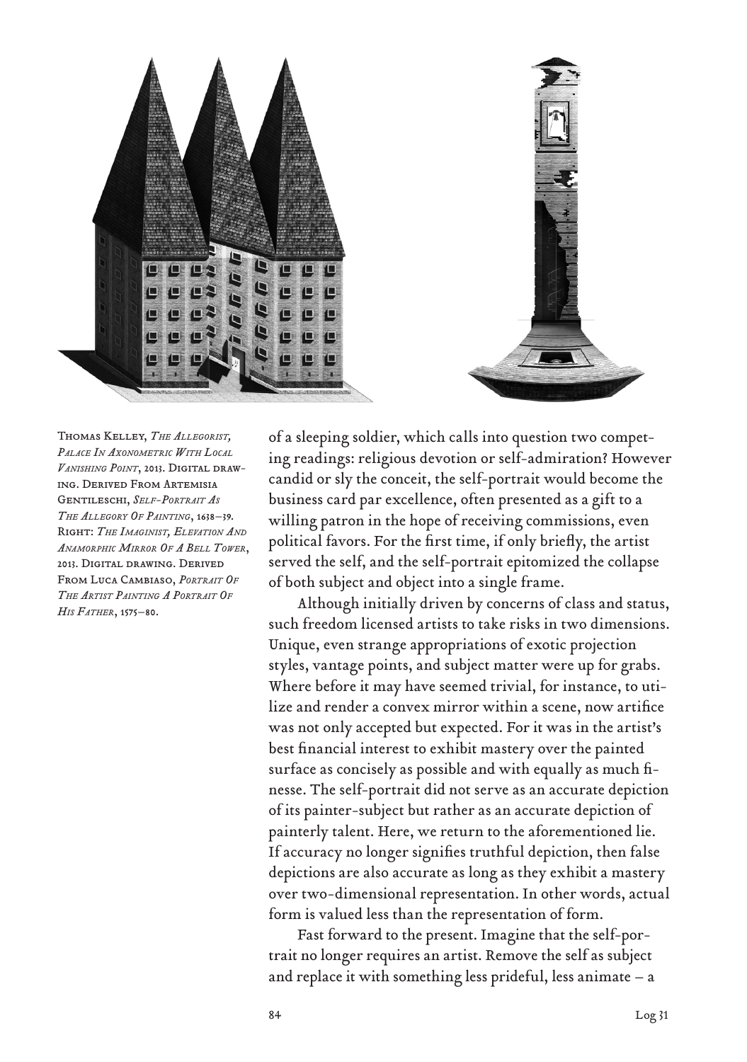Thomas Kelley, *The Allegorist, Palace In Axonometric With Local Vanishing Point*, 2013. Digital drawing. Derived From Artemisia Gentileschi, *Self-Portrait As The Allegory Of Painting*, 1638–39. Right: *The Imaginist, Elevation And Anamorphic Mirror Of A Bell Tower*, 2013. Digital drawing. Derived From Luca Cambiaso, *Portrait Of The Artist Painting A Portrait Of His Father*, 1575–80.

of a sleeping soldier, which calls into question two competing readings: religious devotion or self-admiration? However candid or sly the conceit, the self-portrait would become the business card par excellence, often presented as a gift to a willing patron in the hope of receiving commissions, even political favors. For the first time, if only briefly, the artist served the self, and the self-portrait epitomized the collapse of both subject and object into a single frame.

Although initially driven by concerns of class and status, such freedom licensed artists to take risks in two dimensions. Unique, even strange appropriations of exotic projection styles, vantage points, and subject matter were up for grabs. Where before it may have seemed trivial, for instance, to utilize and render a convex mirror within a scene, now artifice was not only accepted but expected. For it was in the artist's best financial interest to exhibit mastery over the painted surface as concisely as possible and with equally as much finesse. The self-portrait did not serve as an accurate depiction of its painter-subject but rather as an accurate depiction of painterly talent. Here, we return to the aforementioned lie. If accuracy no longer signifies truthful depiction, then false depictions are also accurate as long as they exhibit a mastery over two-dimensional representation. In other words, actual form is valued less than the representation of form.

Fast forward to the present. Imagine that the self-portrait no longer requires an artist. Remove the self as subject and replace it with something less prideful, less animate – a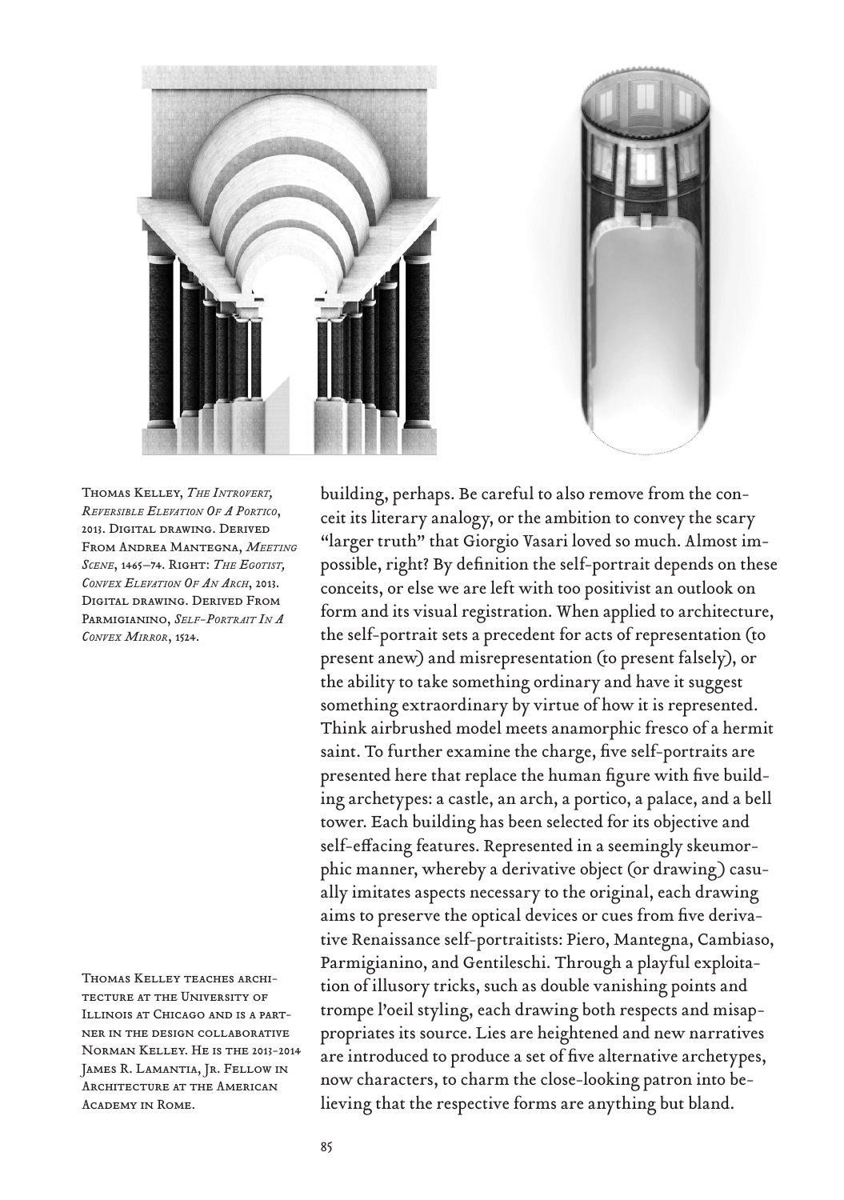Thomas Kelley, *The Introvert, Reversible Elevation Of A Portico*, 2013. Digital drawing. Derived From Andrea Mantegna, *Meeting Scene*, 1465–74. Right: *The Egotist, Convex Elevation Of An Arch*, 2013. Digital drawing. Derived From Parmigianino, *Self-Portrait In A Convex Mirror*, 1524.

building, perhaps. Be careful to also remove from the conceit its literary analogy, or the ambition to convey the scary "larger truth" that Giorgio Vasari loved so much. Almost impossible, right? By definition the self-portrait depends on these conceits, or else we are left with too positivist an outlook on form and its visual registration. When applied to architecture, the self-portrait sets a precedent for acts of representation (to present anew) and misrepresentation (to present falsely), or the ability to take something ordinary and have it suggest something extraordinary by virtue of how it is represented. Think airbrushed model meets anamorphic fresco of a hermit saint. To further examine the charge, five self-portraits are presented here that replace the human figure with five building archetypes: a castle, an arch, a portico, a palace, and a bell tower. Each building has been selected for its objective and self-effacing features. Represented in a seemingly skeumorphic manner, whereby a derivative object (or drawing) casually imitates aspects necessary to the original, each drawing aims to preserve the optical devices or cues from five derivative Renaissance self-portraitists: Piero, Mantegna, Cambiaso, Parmigianino, and Gentileschi. Through a playful exploitation of illusory tricks, such as double vanishing points and trompe l'oeil styling, each drawing both respects and misappropriates its source. Lies are heightened and new narratives are introduced to produce a set of five alternative archetypes, now characters, to charm the close-looking patron into believing that the respective forms are anything but bland.

Thomas Kelley teaches architecture at the University of Illinois at Chicago and is a partner in the design collaborative Norman Kelley. He is the 2013–2014 James R. Lamantia, Jr. Fellow in Architecture at the American Academy in Rome.